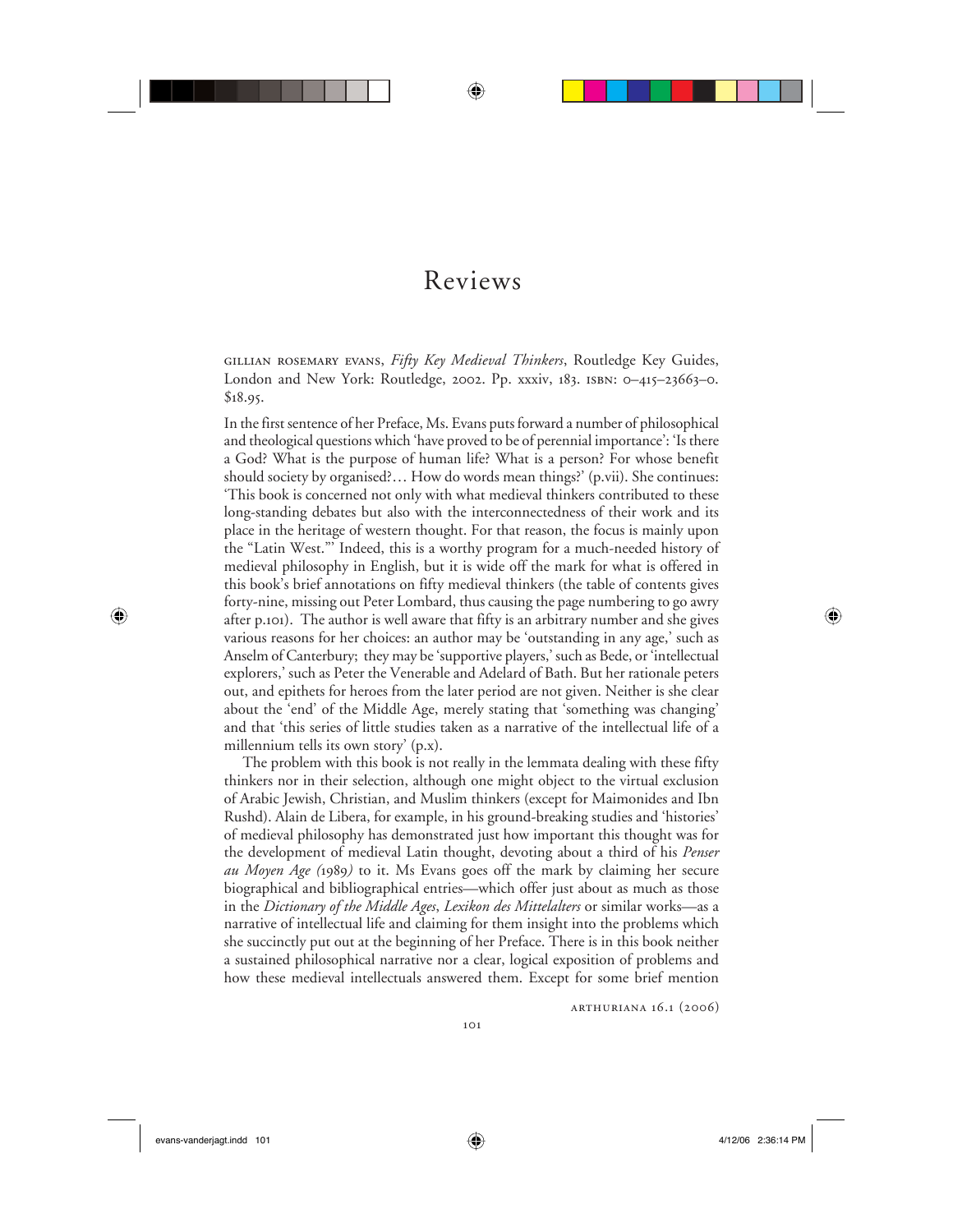# Reviews

GILLIAN ROSEMARY EVANS, *Fifty Key Medieval Thinkers*, Routledge Key Guides, London and New York: Routledge, 2002. Pp. xxxiv, 183. ISBN: 0–415–23663–0. $18.95.

In the first sentence of her Preface, Ms. Evans puts forward a number of philosophical and theological questions which 'have proved to be of perennial importance': 'Is there a God? What is the purpose of human life? What is a person? For whose benefit should society by organised?… How do words mean things?' (p.vii). She continues: 'This book is concerned not only with what medieval thinkers contributed to these long-standing debates but also with the interconnectedness of their work and its place in the heritage of western thought. For that reason, the focus is mainly upon the "Latin West."' Indeed, this is a worthy program for a much-needed history of medieval philosophy in English, but it is wide off the mark for what is offered in this book's brief annotations on fifty medieval thinkers (the table of contents gives forty-nine, missing out Peter Lombard, thus causing the page numbering to go awry after p.101). The author is well aware that fifty is an arbitrary number and she gives various reasons for her choices: an author may be 'outstanding in any age,' such as Anselm of Canterbury; they may be 'supportive players,' such as Bede, or 'intellectual explorers,' such as Peter the Venerable and Adelard of Bath. But her rationale peters out, and epithets for heroes from the later period are not given. Neither is she clear about the 'end' of the Middle Age, merely stating that 'something was changing' and that 'this series of little studies taken as a narrative of the intellectual life of a millennium tells its own story' (p.x).

The problem with this book is not really in the lemmata dealing with these fifty thinkers nor in their selection, although one might object to the virtual exclusion of Arabic Jewish, Christian, and Muslim thinkers (except for Maimonides and Ibn Rushd). Alain de Libera, for example, in his ground-breaking studies and 'histories' of medieval philosophy has demonstrated just how important this thought was for the development of medieval Latin thought, devoting about a third of his *Penser au Moyen Age (*1989*)* to it. Ms Evans goes off the mark by claiming her secure biographical and bibliographical entries—which offer just about as much as those in the *Dictionary of the Middle Ages*, *Lexikon des Mittelalters* or similar works—as a narrative of intellectual life and claiming for them insight into the problems which she succinctly put out at the beginning of her Preface. There is in this book neither a sustained philosophical narrative nor a clear, logical exposition of problems and how these medieval intellectuals answered them. Except for some brief mention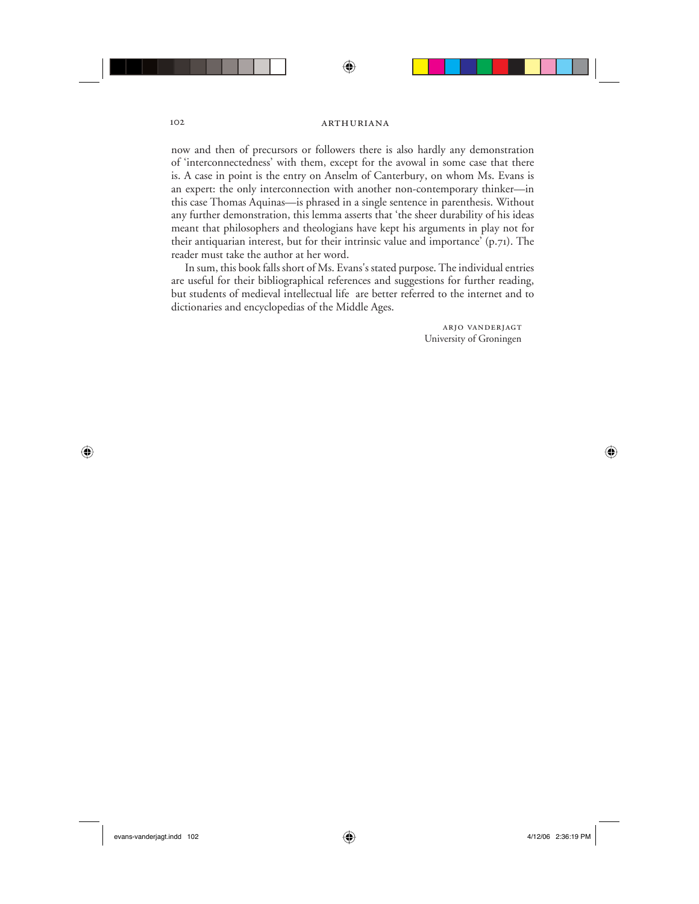now and then of precursors or followers there is also hardly any demonstration of 'interconnectedness' with them, except for the avowal in some case that there is. A case in point is the entry on Anselm of Canterbury, on whom Ms. Evans is an expert: the only interconnection with another non-contemporary thinker—in this case Thomas Aquinas—is phrased in a single sentence in parenthesis. Without any further demonstration, this lemma asserts that 'the sheer durability of his ideas meant that philosophers and theologians have kept his arguments in play not for their antiquarian interest, but for their intrinsic value and importance' (p.71). The reader must take the author at her word.

In sum, this book falls short of Ms. Evans's stated purpose. The individual entries are useful for their bibliographical references and suggestions for further reading, but students of medieval intellectual life are better referred to the internet and to dictionaries and encyclopedias of the Middle Ages.

ARJO VANDERJAGT
University of Groningen